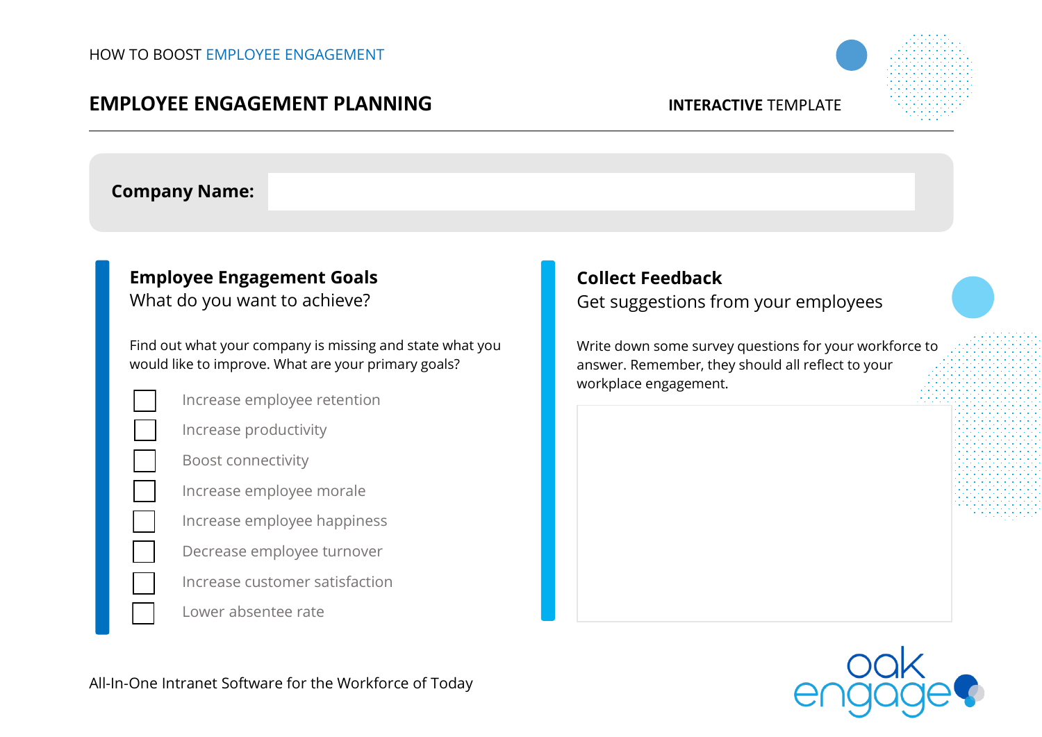HOW TO BOOST EMPLOYEE ENGAGEMENT

# EMPLOYEE ENGAGEMENT PLANNING

**INTERACTIVE** TEMPLATE

**Company Name:**

## Employee Engagement Goals

What do you want to achieve?

Find out what your company is missing and state what you would like to improve. What are your primary goals?

- [ ] Increase employee retention
- [ ] Increase productivity
- [ ] Boost connectivity
- [ ] Increase employee morale
- [ ] Increase employee happiness
- [ ] Decrease employee turnover
- [ ] Increase customer satisfaction
- [ ] Lower absentee rate

## Collect Feedback

Get suggestions from your employees

Write down some survey questions for your workforce to answer. Remember, they should all reflect to your workplace engagement.

All-In-One Intranet Software for the Workforce of Today

oak engage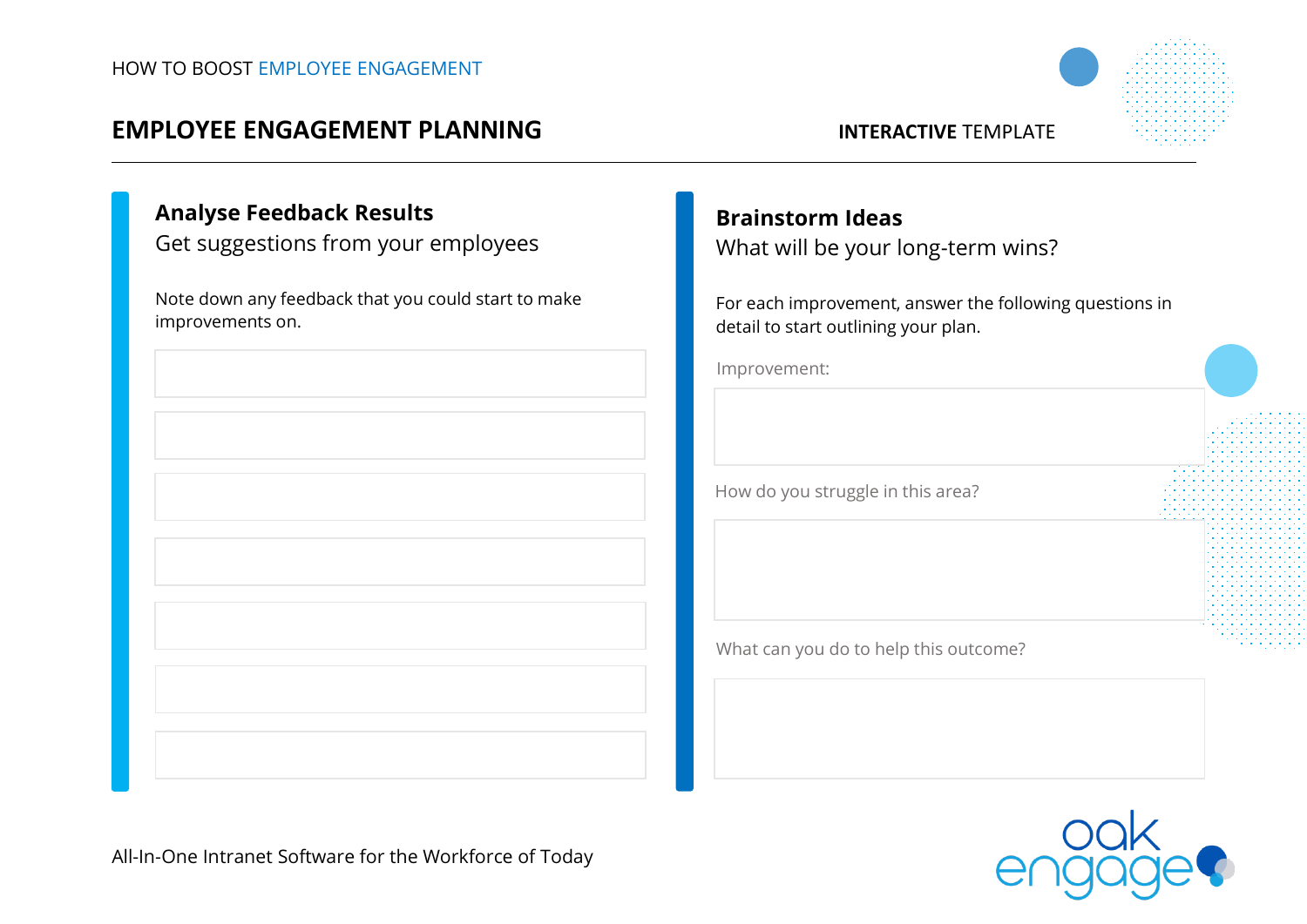HOW TO BOOST EMPLOYEE ENGAGEMENT

# EMPLOYEE ENGAGEMENT PLANNING

**INTERACTIVE** TEMPLATE

## Analyse Feedback Results

Get suggestions from your employees

Note down any feedback that you could start to make improvements on.

## Brainstorm Ideas

What will be your long-term wins?

For each improvement, answer the following questions in detail to start outlining your plan.

Improvement:

How do you struggle in this area?

What can you do to help this outcome?

All-In-One Intranet Software for the Workforce of Today

oak engage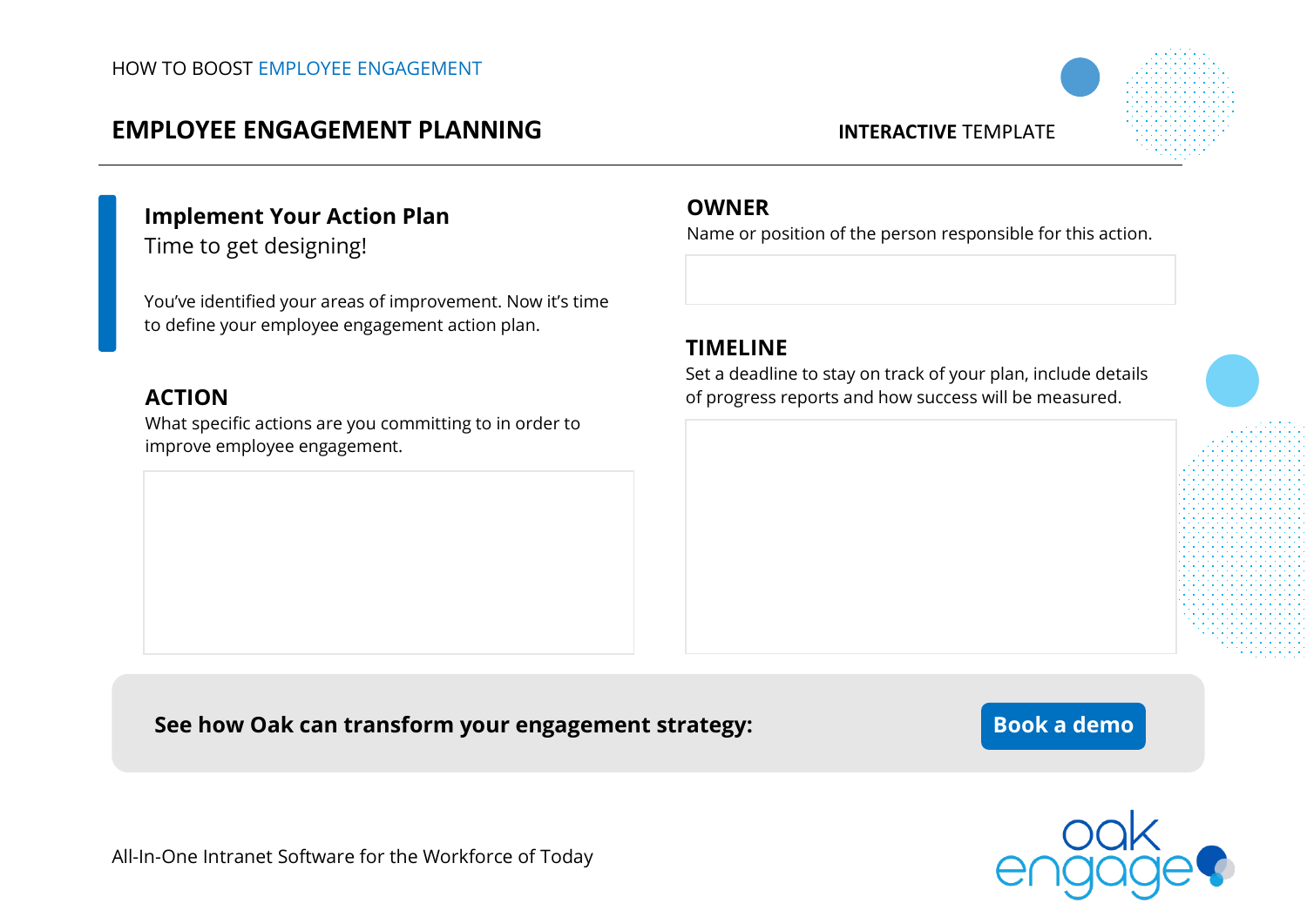HOW TO BOOST EMPLOYEE ENGAGEMENT

# EMPLOYEE ENGAGEMENT PLANNING

**INTERACTIVE** TEMPLATE

## Implement Your Action Plan

Time to get designing!

You've identified your areas of improvement. Now it's time to define your employee engagement action plan.

### ACTION

What specific actions are you committing to in order to improve employee engagement.

### OWNER

Name or position of the person responsible for this action.

### TIMELINE

Set a deadline to stay on track of your plan, include details of progress reports and how success will be measured.

**See how Oak can transform your engagement strategy:** **Book a demo**

All-In-One Intranet Software for the Workforce of Today